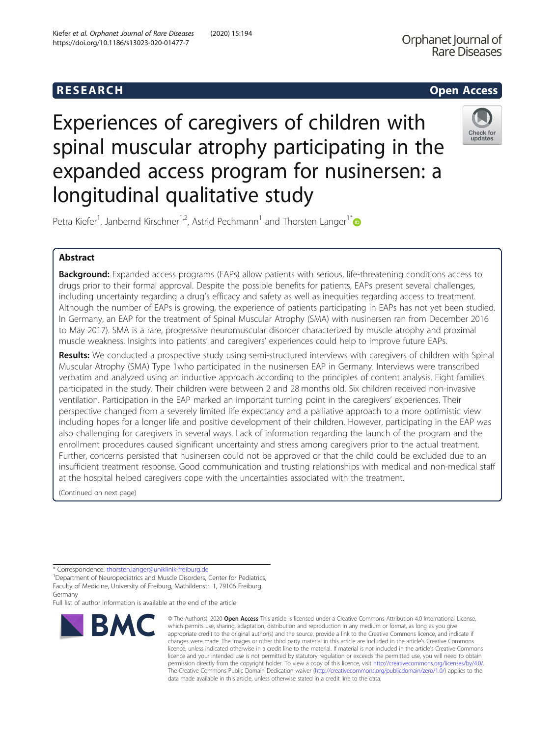RESEARCH

Open Access

# Experiences of caregivers of children with spinal muscular atrophy participating in the expanded access program for nusinersen: a longitudinal qualitative study

Petra Kiefer[1], Janbernd Kirschner[1,2], Astrid Pechmann[1] and Thorsten Langer[1*]

## Abstract

**Background:** Expanded access programs (EAPs) allow patients with serious, life-threatening conditions access to drugs prior to their formal approval. Despite the possible benefits for patients, EAPs present several challenges, including uncertainty regarding a drug's efficacy and safety as well as inequities regarding access to treatment. Although the number of EAPs is growing, the experience of patients participating in EAPs has not yet been studied. In Germany, an EAP for the treatment of Spinal Muscular Atrophy (SMA) with nusinersen ran from December 2016 to May 2017). SMA is a rare, progressive neuromuscular disorder characterized by muscle atrophy and proximal muscle weakness. Insights into patients' and caregivers' experiences could help to improve future EAPs.

**Results:** We conducted a prospective study using semi-structured interviews with caregivers of children with Spinal Muscular Atrophy (SMA) Type 1who participated in the nusinersen EAP in Germany. Interviews were transcribed verbatim and analyzed using an inductive approach according to the principles of content analysis. Eight families participated in the study. Their children were between 2 and 28 months old. Six children received non-invasive ventilation. Participation in the EAP marked an important turning point in the caregivers' experiences. Their perspective changed from a severely limited life expectancy and a palliative approach to a more optimistic view including hopes for a longer life and positive development of their children. However, participating in the EAP was also challenging for caregivers in several ways. Lack of information regarding the launch of the program and the enrollment procedures caused significant uncertainty and stress among caregivers prior to the actual treatment. Further, concerns persisted that nusinersen could not be approved or that the child could be excluded due to an insufficient treatment response. Good communication and trusting relationships with medical and non-medical staff at the hospital helped caregivers cope with the uncertainties associated with the treatment.

(Continued on next page)

\* Correspondence: thorsten.langer@uniklinik-freiburg.de
[1]Department of Neuropediatrics and Muscle Disorders, Center for Pediatrics, Faculty of Medicine, University of Freiburg, Mathildenstr. 1, 79106 Freiburg, Germany
Full list of author information is available at the end of the article

© The Author(s). 2020 **Open Access** This article is licensed under a Creative Commons Attribution 4.0 International License, which permits use, sharing, adaptation, distribution and reproduction in any medium or format, as long as you give appropriate credit to the original author(s) and the source, provide a link to the Creative Commons licence, and indicate if changes were made. The images or other third party material in this article are included in the article's Creative Commons licence, unless indicated otherwise in a credit line to the material. If material is not included in the article's Creative Commons licence and your intended use is not permitted by statutory regulation or exceeds the permitted use, you will need to obtain permission directly from the copyright holder. To view a copy of this licence, visit http://creativecommons.org/licenses/by/4.0/. The Creative Commons Public Domain Dedication waiver (http://creativecommons.org/publicdomain/zero/1.0/) applies to the data made available in this article, unless otherwise stated in a credit line to the data.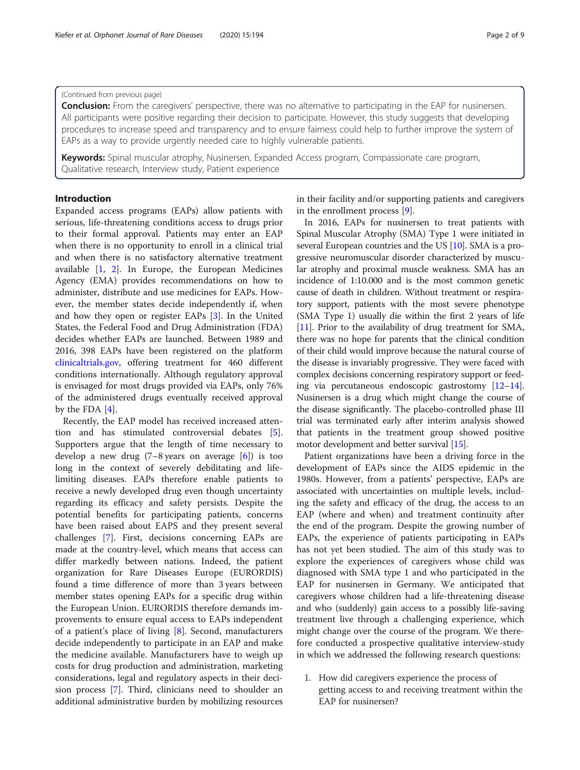(Continued from previous page)

**Conclusion:** From the caregivers' perspective, there was no alternative to participating in the EAP for nusinersen. All participants were positive regarding their decision to participate. However, this study suggests that developing procedures to increase speed and transparency and to ensure fairness could help to further improve the system of EAPs as a way to provide urgently needed care to highly vulnerable patients.

**Keywords:** Spinal muscular atrophy, Nusinersen, Expanded Access program, Compassionate care program, Qualitative research, Interview study, Patient experience

## Introduction

Expanded access programs (EAPs) allow patients with serious, life-threatening conditions access to drugs prior to their formal approval. Patients may enter an EAP when there is no opportunity to enroll in a clinical trial and when there is no satisfactory alternative treatment available [1, 2]. In Europe, the European Medicines Agency (EMA) provides recommendations on how to administer, distribute and use medicines for EAPs. However, the member states decide independently if, when and how they open or register EAPs [3]. In the United States, the Federal Food and Drug Administration (FDA) decides whether EAPs are launched. Between 1989 and 2016, 398 EAPs have been registered on the platform clinicaltrials.gov, offering treatment for 460 different conditions internationally. Although regulatory approval is envisaged for most drugs provided via EAPs, only 76% of the administered drugs eventually received approval by the FDA [4].

Recently, the EAP model has received increased attention and has stimulated controversial debates [5]. Supporters argue that the length of time necessary to develop a new drug (7–8 years on average [6]) is too long in the context of severely debilitating and life-limiting diseases. EAPs therefore enable patients to receive a newly developed drug even though uncertainty regarding its efficacy and safety persists. Despite the potential benefits for participating patients, concerns have been raised about EAPS and they present several challenges [7]. First, decisions concerning EAPs are made at the country-level, which means that access can differ markedly between nations. Indeed, the patient organization for Rare Diseases Europe (EURORDIS) found a time difference of more than 3 years between member states opening EAPs for a specific drug within the European Union. EURORDIS therefore demands improvements to ensure equal access to EAPs independent of a patient's place of living [8]. Second, manufacturers decide independently to participate in an EAP and make the medicine available. Manufacturers have to weigh up costs for drug production and administration, marketing considerations, legal and regulatory aspects in their decision process [7]. Third, clinicians need to shoulder an additional administrative burden by mobilizing resources in their facility and/or supporting patients and caregivers in the enrollment process [9].

In 2016, EAPs for nusinersen to treat patients with Spinal Muscular Atrophy (SMA) Type 1 were initiated in several European countries and the US [10]. SMA is a progressive neuromuscular disorder characterized by muscular atrophy and proximal muscle weakness. SMA has an incidence of 1:10.000 and is the most common genetic cause of death in children. Without treatment or respiratory support, patients with the most severe phenotype (SMA Type 1) usually die within the first 2 years of life [11]. Prior to the availability of drug treatment for SMA, there was no hope for parents that the clinical condition of their child would improve because the natural course of the disease is invariably progressive. They were faced with complex decisions concerning respiratory support or feeding via percutaneous endoscopic gastrostomy [12–14]. Nusinersen is a drug which might change the course of the disease significantly. The placebo-controlled phase III trial was terminated early after interim analysis showed that patients in the treatment group showed positive motor development and better survival [15].

Patient organizations have been a driving force in the development of EAPs since the AIDS epidemic in the 1980s. However, from a patients' perspective, EAPs are associated with uncertainties on multiple levels, including the safety and efficacy of the drug, the access to an EAP (where and when) and treatment continuity after the end of the program. Despite the growing number of EAPs, the experience of patients participating in EAPs has not yet been studied. The aim of this study was to explore the experiences of caregivers whose child was diagnosed with SMA type 1 and who participated in the EAP for nusinersen in Germany. We anticipated that caregivers whose children had a life-threatening disease and who (suddenly) gain access to a possibly life-saving treatment live through a challenging experience, which might change over the course of the program. We therefore conducted a prospective qualitative interview-study in which we addressed the following research questions:

1. How did caregivers experience the process of getting access to and receiving treatment within the EAP for nusinersen?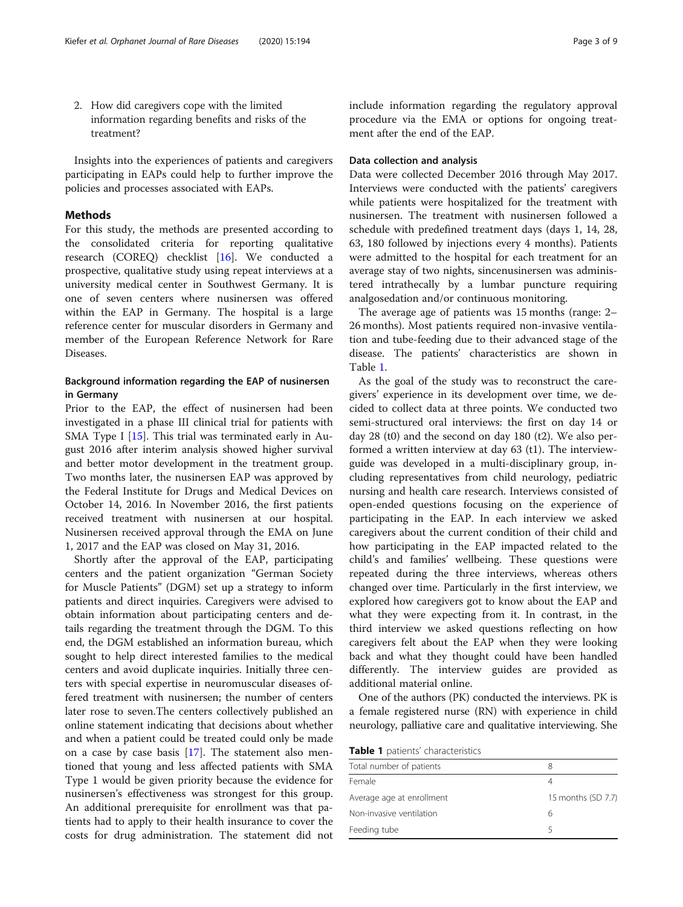2. How did caregivers cope with the limited information regarding benefits and risks of the treatment?

Insights into the experiences of patients and caregivers participating in EAPs could help to further improve the policies and processes associated with EAPs.

## Methods

For this study, the methods are presented according to the consolidated criteria for reporting qualitative research (COREQ) checklist [16]. We conducted a prospective, qualitative study using repeat interviews at a university medical center in Southwest Germany. It is one of seven centers where nusinersen was offered within the EAP in Germany. The hospital is a large reference center for muscular disorders in Germany and member of the European Reference Network for Rare Diseases.

### Background information regarding the EAP of nusinersen in Germany

Prior to the EAP, the effect of nusinersen had been investigated in a phase III clinical trial for patients with SMA Type I [15]. This trial was terminated early in August 2016 after interim analysis showed higher survival and better motor development in the treatment group. Two months later, the nusinersen EAP was approved by the Federal Institute for Drugs and Medical Devices on October 14, 2016. In November 2016, the first patients received treatment with nusinersen at our hospital. Nusinersen received approval through the EMA on June 1, 2017 and the EAP was closed on May 31, 2016.

Shortly after the approval of the EAP, participating centers and the patient organization "German Society for Muscle Patients" (DGM) set up a strategy to inform patients and direct inquiries. Caregivers were advised to obtain information about participating centers and details regarding the treatment through the DGM. To this end, the DGM established an information bureau, which sought to help direct interested families to the medical centers and avoid duplicate inquiries. Initially three centers with special expertise in neuromuscular diseases offered treatment with nusinersen; the number of centers later rose to seven.The centers collectively published an online statement indicating that decisions about whether and when a patient could be treated could only be made on a case by case basis [17]. The statement also mentioned that young and less affected patients with SMA Type 1 would be given priority because the evidence for nusinersen's effectiveness was strongest for this group. An additional prerequisite for enrollment was that patients had to apply to their health insurance to cover the costs for drug administration. The statement did not include information regarding the regulatory approval procedure via the EMA or options for ongoing treatment after the end of the EAP.

### Data collection and analysis

Data were collected December 2016 through May 2017. Interviews were conducted with the patients' caregivers while patients were hospitalized for the treatment with nusinersen. The treatment with nusinersen followed a schedule with predefined treatment days (days 1, 14, 28, 63, 180 followed by injections every 4 months). Patients were admitted to the hospital for each treatment for an average stay of two nights, sincenusinersen was administered intrathecally by a lumbar puncture requiring analgosedation and/or continuous monitoring.

The average age of patients was 15 months (range: 2–26 months). Most patients required non-invasive ventilation and tube-feeding due to their advanced stage of the disease. The patients' characteristics are shown in Table 1.

As the goal of the study was to reconstruct the caregivers' experience in its development over time, we decided to collect data at three points. We conducted two semi-structured oral interviews: the first on day 14 or day 28 (t0) and the second on day 180 (t2). We also performed a written interview at day 63 (t1). The interview-guide was developed in a multi-disciplinary group, including representatives from child neurology, pediatric nursing and health care research. Interviews consisted of open-ended questions focusing on the experience of participating in the EAP. In each interview we asked caregivers about the current condition of their child and how participating in the EAP impacted related to the child's and families' wellbeing. These questions were repeated during the three interviews, whereas others changed over time. Particularly in the first interview, we explored how caregivers got to know about the EAP and what they were expecting from it. In contrast, in the third interview we asked questions reflecting on how caregivers felt about the EAP when they were looking back and what they thought could have been handled differently. The interview guides are provided as additional material online.

One of the authors (PK) conducted the interviews. PK is a female registered nurse (RN) with experience in child neurology, palliative care and qualitative interviewing. She

**Table 1** patients' characteristics

| | |
|---|---|
| Total number of patients | 8 |
| Female | 4 |
| Average age at enrollment | 15 months (SD 7.7) |
| Non-invasive ventilation | 6 |
| Feeding tube | 5 |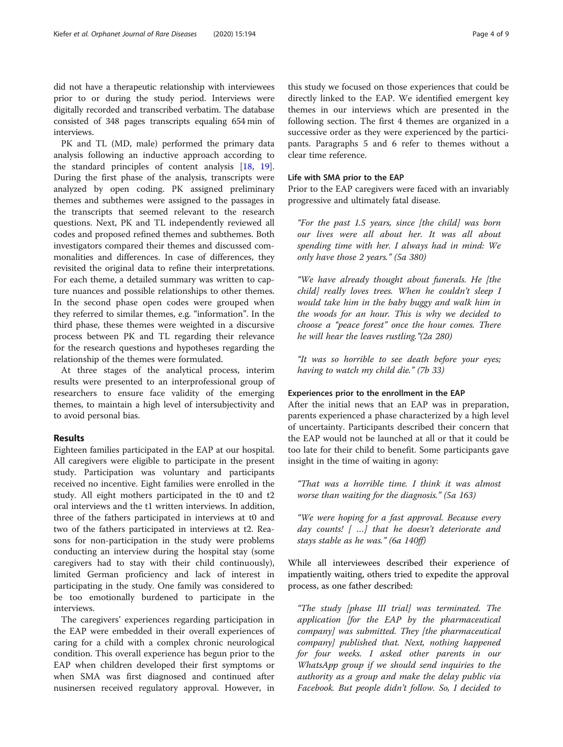did not have a therapeutic relationship with interviewees prior to or during the study period. Interviews were digitally recorded and transcribed verbatim. The database consisted of 348 pages transcripts equaling 654 min of interviews.

PK and TL (MD, male) performed the primary data analysis following an inductive approach according to the standard principles of content analysis [18, 19]. During the first phase of the analysis, transcripts were analyzed by open coding. PK assigned preliminary themes and subthemes were assigned to the passages in the transcripts that seemed relevant to the research questions. Next, PK and TL independently reviewed all codes and proposed refined themes and subthemes. Both investigators compared their themes and discussed commonalities and differences. In case of differences, they revisited the original data to refine their interpretations. For each theme, a detailed summary was written to capture nuances and possible relationships to other themes. In the second phase open codes were grouped when they referred to similar themes, e.g. "information". In the third phase, these themes were weighted in a discursive process between PK and TL regarding their relevance for the research questions and hypotheses regarding the relationship of the themes were formulated.

At three stages of the analytical process, interim results were presented to an interprofessional group of researchers to ensure face validity of the emerging themes, to maintain a high level of intersubjectivity and to avoid personal bias.

## Results

Eighteen families participated in the EAP at our hospital. All caregivers were eligible to participate in the present study. Participation was voluntary and participants received no incentive. Eight families were enrolled in the study. All eight mothers participated in the t0 and t2 oral interviews and the t1 written interviews. In addition, three of the fathers participated in interviews at t0 and two of the fathers participated in interviews at t2. Reasons for non-participation in the study were problems conducting an interview during the hospital stay (some caregivers had to stay with their child continuously), limited German proficiency and lack of interest in participating in the study. One family was considered to be too emotionally burdened to participate in the interviews.

The caregivers' experiences regarding participation in the EAP were embedded in their overall experiences of caring for a child with a complex chronic neurological condition. This overall experience has begun prior to the EAP when children developed their first symptoms or when SMA was first diagnosed and continued after nusinersen received regulatory approval. However, in this study we focused on those experiences that could be directly linked to the EAP. We identified emergent key themes in our interviews which are presented in the following section. The first 4 themes are organized in a successive order as they were experienced by the participants. Paragraphs 5 and 6 refer to themes without a clear time reference.

### Life with SMA prior to the EAP

Prior to the EAP caregivers were faced with an invariably progressive and ultimately fatal disease.

> "For the past 1.5 years, since [the child] was born our lives were all about her. It was all about spending time with her. I always had in mind: We only have those 2 years." (5a 380)

> "We have already thought about funerals. He [the child] really loves trees. When he couldn't sleep I would take him in the baby buggy and walk him in the woods for an hour. This is why we decided to choose a "peace forest" once the hour comes. There he will hear the leaves rustling."(2a 280)

> "It was so horrible to see death before your eyes; having to watch my child die." (7b 33)

### Experiences prior to the enrollment in the EAP

After the initial news that an EAP was in preparation, parents experienced a phase characterized by a high level of uncertainty. Participants described their concern that the EAP would not be launched at all or that it could be too late for their child to benefit. Some participants gave insight in the time of waiting in agony:

> "That was a horrible time. I think it was almost worse than waiting for the diagnosis." (5a 163)

> "We were hoping for a fast approval. Because every day counts! [ …] that he doesn't deteriorate and stays stable as he was." (6a 140ff)

While all interviewees described their experience of impatiently waiting, others tried to expedite the approval process, as one father described:

> "The study [phase III trial] was terminated. The application [for the EAP by the pharmaceutical company] was submitted. They [the pharmaceutical company] published that. Next, nothing happened for four weeks. I asked other parents in our WhatsApp group if we should send inquiries to the authority as a group and make the delay public via Facebook. But people didn't follow. So, I decided to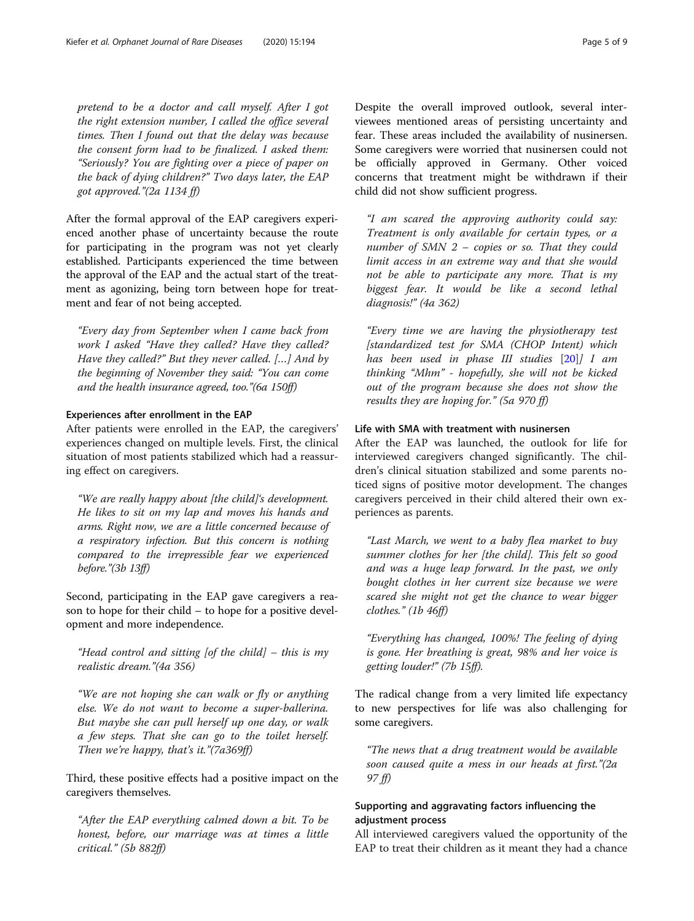*pretend to be a doctor and call myself. After I got the right extension number, I called the office several times. Then I found out that the delay was because the consent form had to be finalized. I asked them: "Seriously? You are fighting over a piece of paper on the back of dying children?" Two days later, the EAP got approved."(2a 1134 ff)*

After the formal approval of the EAP caregivers experienced another phase of uncertainty because the route for participating in the program was not yet clearly established. Participants experienced the time between the approval of the EAP and the actual start of the treatment as agonizing, being torn between hope for treatment and fear of not being accepted.

> *"Every day from September when I came back from work I asked "Have they called? Have they called? Have they called?" But they never called. […] And by the beginning of November they said: "You can come and the health insurance agreed, too."(6a 150ff)*

### Experiences after enrollment in the EAP

After patients were enrolled in the EAP, the caregivers' experiences changed on multiple levels. First, the clinical situation of most patients stabilized which had a reassuring effect on caregivers.

> *"We are really happy about [the child]'s development. He likes to sit on my lap and moves his hands and arms. Right now, we are a little concerned because of a respiratory infection. But this concern is nothing compared to the irrepressible fear we experienced before."(3b 13ff)*

Second, participating in the EAP gave caregivers a reason to hope for their child – to hope for a positive development and more independence.

> *"Head control and sitting [of the child] – this is my realistic dream."(4a 356)*

> *"We are not hoping she can walk or fly or anything else. We do not want to become a super-ballerina. But maybe she can pull herself up one day, or walk a few steps. That she can go to the toilet herself. Then we're happy, that's it."(7a369ff)*

Third, these positive effects had a positive impact on the caregivers themselves.

> *"After the EAP everything calmed down a bit. To be honest, before, our marriage was at times a little critical." (5b 882ff)*

Despite the overall improved outlook, several interviewees mentioned areas of persisting uncertainty and fear. These areas included the availability of nusinersen. Some caregivers were worried that nusinersen could not be officially approved in Germany. Other voiced concerns that treatment might be withdrawn if their child did not show sufficient progress.

> *"I am scared the approving authority could say: Treatment is only available for certain types, or a number of SMN 2 – copies or so. That they could limit access in an extreme way and that she would not be able to participate any more. That is my biggest fear. It would be like a second lethal diagnosis!" (4a 362)*

> *"Every time we are having the physiotherapy test [standardized test for SMA (CHOP Intent) which has been used in phase III studies [20]] I am thinking "Mhm" - hopefully, she will not be kicked out of the program because she does not show the results they are hoping for." (5a 970 ff)*

### Life with SMA with treatment with nusinersen

After the EAP was launched, the outlook for life for interviewed caregivers changed significantly. The children's clinical situation stabilized and some parents noticed signs of positive motor development. The changes caregivers perceived in their child altered their own experiences as parents.

> *"Last March, we went to a baby flea market to buy summer clothes for her [the child]. This felt so good and was a huge leap forward. In the past, we only bought clothes in her current size because we were scared she might not get the chance to wear bigger clothes." (1b 46ff)*

> *"Everything has changed, 100%! The feeling of dying is gone. Her breathing is great, 98% and her voice is getting louder!" (7b 15ff).*

The radical change from a very limited life expectancy to new perspectives for life was also challenging for some caregivers.

> *"The news that a drug treatment would be available soon caused quite a mess in our heads at first."(2a 97 ff)*

## Supporting and aggravating factors influencing the adjustment process

All interviewed caregivers valued the opportunity of the EAP to treat their children as it meant they had a chance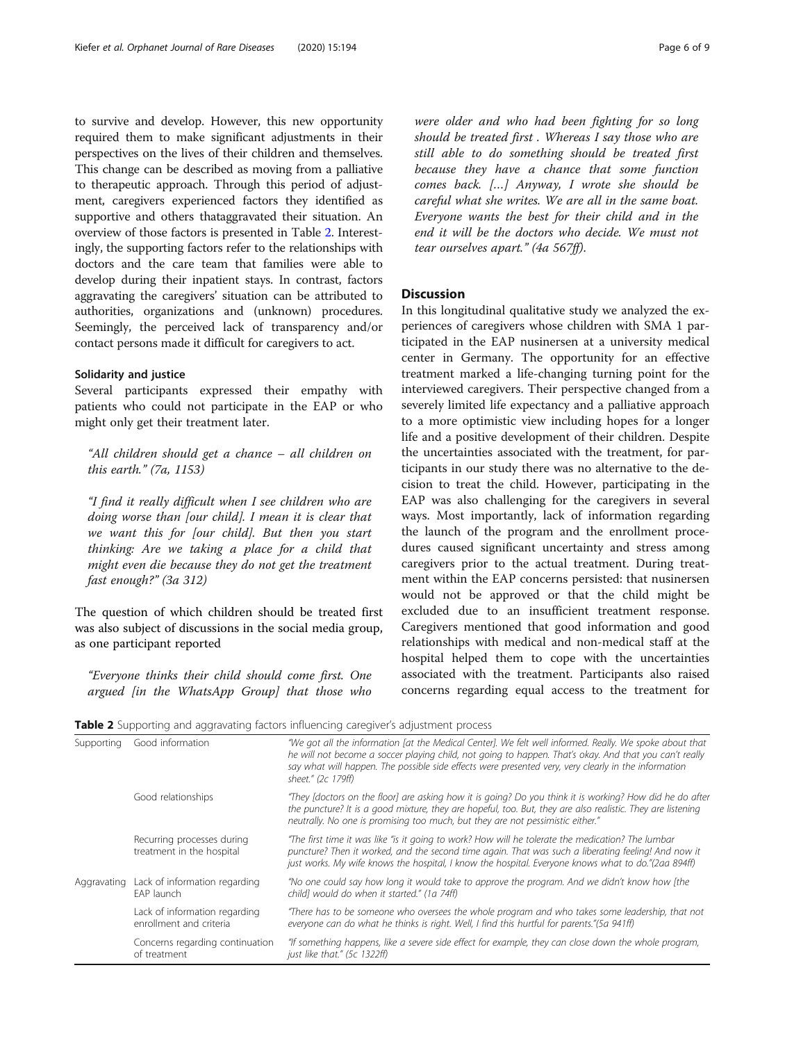to survive and develop. However, this new opportunity required them to make significant adjustments in their perspectives on the lives of their children and themselves. This change can be described as moving from a palliative to therapeutic approach. Through this period of adjustment, caregivers experienced factors they identified as supportive and others thataggravated their situation. An overview of those factors is presented in Table 2. Interestingly, the supporting factors refer to the relationships with doctors and the care team that families were able to develop during their inpatient stays. In contrast, factors aggravating the caregivers' situation can be attributed to authorities, organizations and (unknown) procedures. Seemingly, the perceived lack of transparency and/or contact persons made it difficult for caregivers to act.

### Solidarity and justice

Several participants expressed their empathy with patients who could not participate in the EAP or who might only get their treatment later.

*"All children should get a chance – all children on this earth." (7a, 1153)*

*"I find it really difficult when I see children who are doing worse than [our child]. I mean it is clear that we want this for [our child]. But then you start thinking: Are we taking a place for a child that might even die because they do not get the treatment fast enough?" (3a 312)*

The question of which children should be treated first was also subject of discussions in the social media group, as one participant reported

*"Everyone thinks their child should come first. One argued [in the WhatsApp Group] that those who were older and who had been fighting for so long should be treated first . Whereas I say those who are still able to do something should be treated first because they have a chance that some function comes back. […] Anyway, I wrote she should be careful what she writes. We are all in the same boat. Everyone wants the best for their child and in the end it will be the doctors who decide. We must not tear ourselves apart." (4a 567ff).*

## Discussion

In this longitudinal qualitative study we analyzed the experiences of caregivers whose children with SMA 1 participated in the EAP nusinersen at a university medical center in Germany. The opportunity for an effective treatment marked a life-changing turning point for the interviewed caregivers. Their perspective changed from a severely limited life expectancy and a palliative approach to a more optimistic view including hopes for a longer life and a positive development of their children. Despite the uncertainties associated with the treatment, for participants in our study there was no alternative to the decision to treat the child. However, participating in the EAP was also challenging for the caregivers in several ways. Most importantly, lack of information regarding the launch of the program and the enrollment procedures caused significant uncertainty and stress among caregivers prior to the actual treatment. During treatment within the EAP concerns persisted: that nusinersen would not be approved or that the child might be excluded due to an insufficient treatment response. Caregivers mentioned that good information and good relationships with medical and non-medical staff at the hospital helped them to cope with the uncertainties associated with the treatment. Participants also raised concerns regarding equal access to the treatment for

**Table 2** Supporting and aggravating factors influencing caregiver's adjustment process

| | | |
|---|---|---|
| Supporting | Good information | *"We got all the information [at the Medical Center]. We felt well informed. Really. We spoke about that he will not become a soccer playing child, not going to happen. That's okay. And that you can't really say what will happen. The possible side effects were presented very, very clearly in the information sheet." (2c 179ff)* |
| | Good relationships | *"They [doctors on the floor] are asking how it is going? Do you think it is working? How did he do after the puncture? It is a good mixture, they are hopeful, too. But, they are also realistic. They are listening neutrally. No one is promising too much, but they are not pessimistic either."* |
| | Recurring processes during treatment in the hospital | *"The first time it was like "is it going to work? How will he tolerate the medication? The lumbar puncture? Then it worked, and the second time again. That was such a liberating feeling! And now it just works. My wife knows the hospital, I know the hospital. Everyone knows what to do."(2aa 894ff)* |
| Aggravating | Lack of information regarding EAP launch | *"No one could say how long it would take to approve the program. And we didn't know how [the child] would do when it started." (1a 74ff)* |
| | Lack of information regarding enrollment and criteria | *"There has to be someone who oversees the whole program and who takes some leadership, that not everyone can do what he thinks is right. Well, I find this hurtful for parents."(5a 941ff)* |
| | Concerns regarding continuation of treatment | *"If something happens, like a severe side effect for example, they can close down the whole program, just like that." (5c 1322ff)* |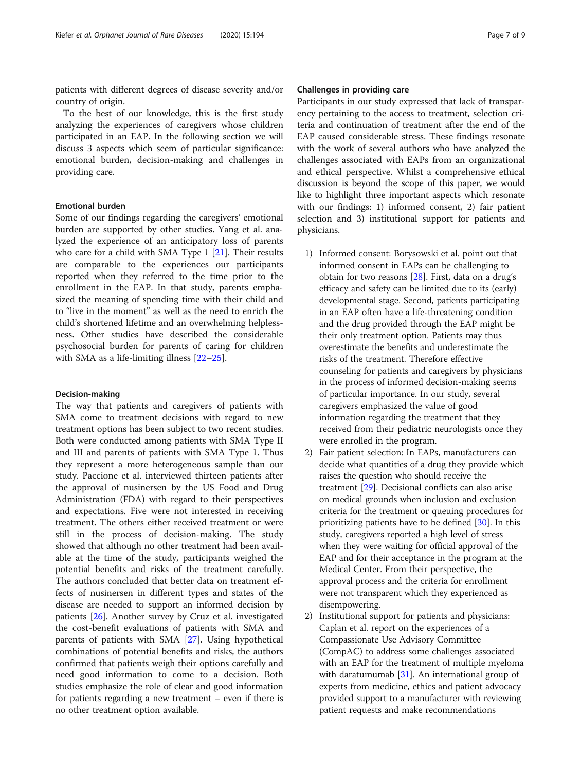patients with different degrees of disease severity and/or country of origin.

To the best of our knowledge, this is the first study analyzing the experiences of caregivers whose children participated in an EAP. In the following section we will discuss 3 aspects which seem of particular significance: emotional burden, decision-making and challenges in providing care.

### Emotional burden

Some of our findings regarding the caregivers' emotional burden are supported by other studies. Yang et al. analyzed the experience of an anticipatory loss of parents who care for a child with SMA Type 1 [21]. Their results are comparable to the experiences our participants reported when they referred to the time prior to the enrollment in the EAP. In that study, parents emphasized the meaning of spending time with their child and to "live in the moment" as well as the need to enrich the child's shortened lifetime and an overwhelming helplessness. Other studies have described the considerable psychosocial burden for parents of caring for children with SMA as a life-limiting illness [22–25].

### Decision-making

The way that patients and caregivers of patients with SMA come to treatment decisions with regard to new treatment options has been subject to two recent studies. Both were conducted among patients with SMA Type II and III and parents of patients with SMA Type 1. Thus they represent a more heterogeneous sample than our study. Paccione et al. interviewed thirteen patients after the approval of nusinersen by the US Food and Drug Administration (FDA) with regard to their perspectives and expectations. Five were not interested in receiving treatment. The others either received treatment or were still in the process of decision-making. The study showed that although no other treatment had been available at the time of the study, participants weighed the potential benefits and risks of the treatment carefully. The authors concluded that better data on treatment effects of nusinersen in different types and states of the disease are needed to support an informed decision by patients [26]. Another survey by Cruz et al. investigated the cost-benefit evaluations of patients with SMA and parents of patients with SMA [27]. Using hypothetical combinations of potential benefits and risks, the authors confirmed that patients weigh their options carefully and need good information to come to a decision. Both studies emphasize the role of clear and good information for patients regarding a new treatment – even if there is no other treatment option available.

### Challenges in providing care

Participants in our study expressed that lack of transparency pertaining to the access to treatment, selection criteria and continuation of treatment after the end of the EAP caused considerable stress. These findings resonate with the work of several authors who have analyzed the challenges associated with EAPs from an organizational and ethical perspective. Whilst a comprehensive ethical discussion is beyond the scope of this paper, we would like to highlight three important aspects which resonate with our findings: 1) informed consent, 2) fair patient selection and 3) institutional support for patients and physicians.

1) Informed consent: Borysowski et al. point out that informed consent in EAPs can be challenging to obtain for two reasons [28]. First, data on a drug's efficacy and safety can be limited due to its (early) developmental stage. Second, patients participating in an EAP often have a life-threatening condition and the drug provided through the EAP might be their only treatment option. Patients may thus overestimate the benefits and underestimate the risks of the treatment. Therefore effective counseling for patients and caregivers by physicians in the process of informed decision-making seems of particular importance. In our study, several caregivers emphasized the value of good information regarding the treatment that they received from their pediatric neurologists once they were enrolled in the program.
2) Fair patient selection: In EAPs, manufacturers can decide what quantities of a drug they provide which raises the question who should receive the treatment [29]. Decisional conflicts can also arise on medical grounds when inclusion and exclusion criteria for the treatment or queuing procedures for prioritizing patients have to be defined [30]. In this study, caregivers reported a high level of stress when they were waiting for official approval of the EAP and for their acceptance in the program at the Medical Center. From their perspective, the approval process and the criteria for enrollment were not transparent which they experienced as disempowering.
2) Institutional support for patients and physicians: Caplan et al. report on the experiences of a Compassionate Use Advisory Committee (CompAC) to address some challenges associated with an EAP for the treatment of multiple myeloma with daratumumab [31]. An international group of experts from medicine, ethics and patient advocacy provided support to a manufacturer with reviewing patient requests and make recommendations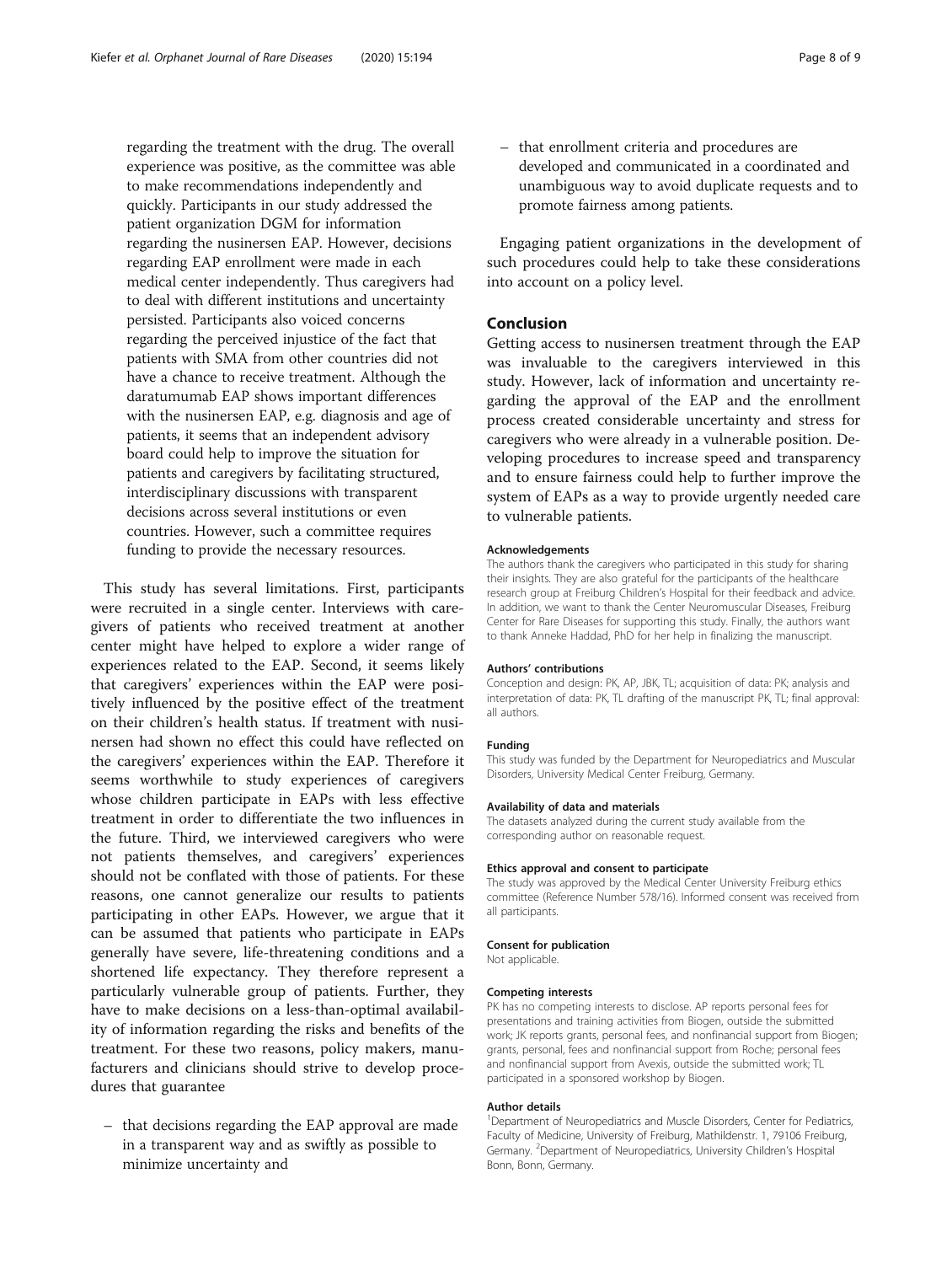regarding the treatment with the drug. The overall experience was positive, as the committee was able to make recommendations independently and quickly. Participants in our study addressed the patient organization DGM for information regarding the nusinersen EAP. However, decisions regarding EAP enrollment were made in each medical center independently. Thus caregivers had to deal with different institutions and uncertainty persisted. Participants also voiced concerns regarding the perceived injustice of the fact that patients with SMA from other countries did not have a chance to receive treatment. Although the daratumumab EAP shows important differences with the nusinersen EAP, e.g. diagnosis and age of patients, it seems that an independent advisory board could help to improve the situation for patients and caregivers by facilitating structured, interdisciplinary discussions with transparent decisions across several institutions or even countries. However, such a committee requires funding to provide the necessary resources.

This study has several limitations. First, participants were recruited in a single center. Interviews with caregivers of patients who received treatment at another center might have helped to explore a wider range of experiences related to the EAP. Second, it seems likely that caregivers' experiences within the EAP were positively influenced by the positive effect of the treatment on their children's health status. If treatment with nusinersen had shown no effect this could have reflected on the caregivers' experiences within the EAP. Therefore it seems worthwhile to study experiences of caregivers whose children participate in EAPs with less effective treatment in order to differentiate the two influences in the future. Third, we interviewed caregivers who were not patients themselves, and caregivers' experiences should not be conflated with those of patients. For these reasons, one cannot generalize our results to patients participating in other EAPs. However, we argue that it can be assumed that patients who participate in EAPs generally have severe, life-threatening conditions and a shortened life expectancy. They therefore represent a particularly vulnerable group of patients. Further, they have to make decisions on a less-than-optimal availability of information regarding the risks and benefits of the treatment. For these two reasons, policy makers, manufacturers and clinicians should strive to develop procedures that guarantee

- that decisions regarding the EAP approval are made in a transparent way and as swiftly as possible to minimize uncertainty and
- that enrollment criteria and procedures are developed and communicated in a coordinated and unambiguous way to avoid duplicate requests and to promote fairness among patients.

Engaging patient organizations in the development of such procedures could help to take these considerations into account on a policy level.

## Conclusion

Getting access to nusinersen treatment through the EAP was invaluable to the caregivers interviewed in this study. However, lack of information and uncertainty regarding the approval of the EAP and the enrollment process created considerable uncertainty and stress for caregivers who were already in a vulnerable position. Developing procedures to increase speed and transparency and to ensure fairness could help to further improve the system of EAPs as a way to provide urgently needed care to vulnerable patients.

#### Acknowledgements

The authors thank the caregivers who participated in this study for sharing their insights. They are also grateful for the participants of the healthcare research group at Freiburg Children's Hospital for their feedback and advice. In addition, we want to thank the Center Neuromuscular Diseases, Freiburg Center for Rare Diseases for supporting this study. Finally, the authors want to thank Anneke Haddad, PhD for her help in finalizing the manuscript.

#### Authors' contributions

Conception and design: PK, AP, JBK, TL; acquisition of data: PK; analysis and interpretation of data: PK, TL drafting of the manuscript PK, TL; final approval: all authors.

#### Funding

This study was funded by the Department for Neuropediatrics and Muscular Disorders, University Medical Center Freiburg, Germany.

#### Availability of data and materials

The datasets analyzed during the current study available from the corresponding author on reasonable request.

#### Ethics approval and consent to participate

The study was approved by the Medical Center University Freiburg ethics committee (Reference Number 578/16). Informed consent was received from all participants.

#### Consent for publication

Not applicable.

#### Competing interests

PK has no competing interests to disclose. AP reports personal fees for presentations and training activities from Biogen, outside the submitted work; JK reports grants, personal fees, and nonfinancial support from Biogen; grants, personal, fees and nonfinancial support from Roche; personal fees and nonfinancial support from Avexis, outside the submitted work; TL participated in a sponsored workshop by Biogen.

#### Author details

[1]Department of Neuropediatrics and Muscle Disorders, Center for Pediatrics, Faculty of Medicine, University of Freiburg, Mathildenstr. 1, 79106 Freiburg, Germany. [2]Department of Neuropediatrics, University Children's Hospital Bonn, Bonn, Germany.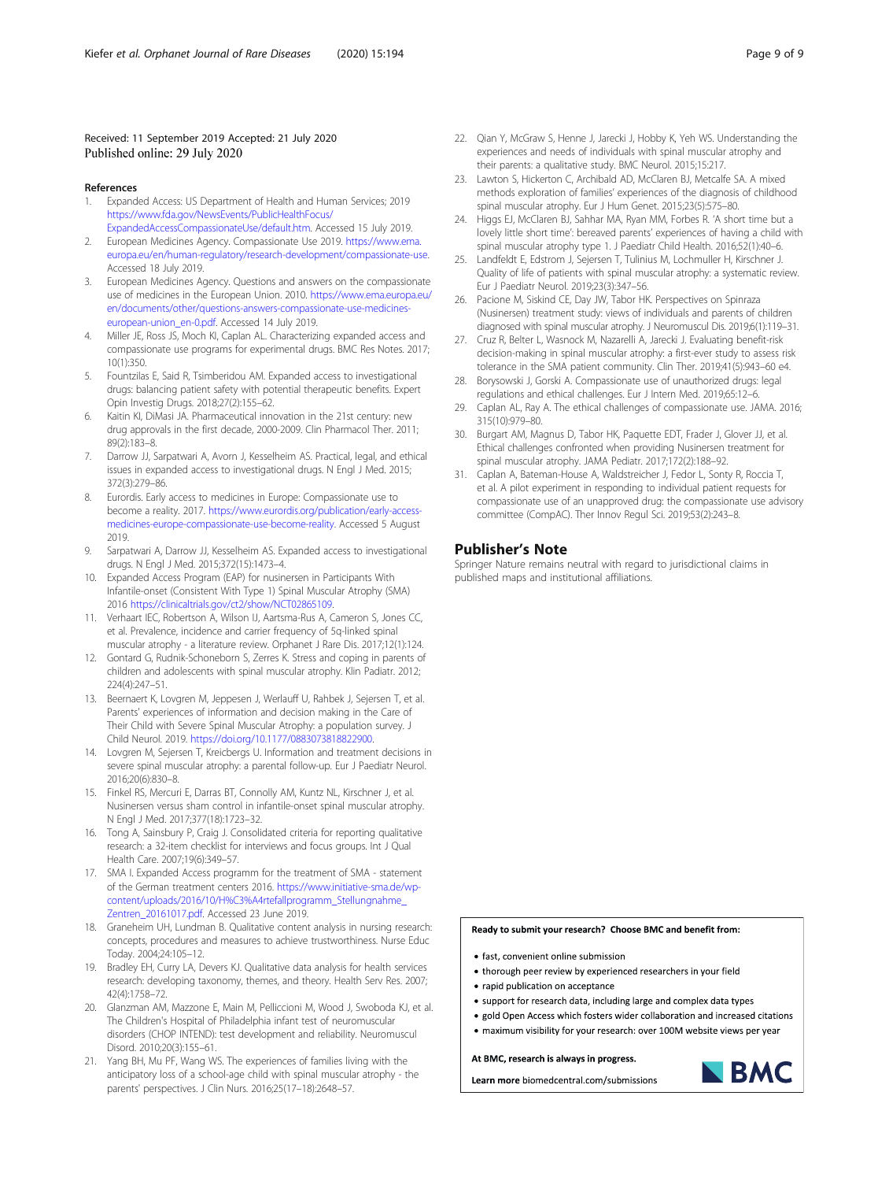Received: 11 September 2019 Accepted: 21 July 2020
Published online: 29 July 2020

## References

1. Expanded Access: US Department of Health and Human Services; 2019 https://www.fda.gov/NewsEvents/PublicHealthFocus/ExpandedAccessCompassionateUse/default.htm. Accessed 15 July 2019.
2. European Medicines Agency. Compassionate Use 2019. https://www.ema.europa.eu/en/human-regulatory/research-development/compassionate-use. Accessed 18 July 2019.
3. European Medicines Agency. Questions and answers on the compassionate use of medicines in the European Union. 2010. https://www.ema.europa.eu/en/documents/other/questions-answers-compassionate-use-medicines-european-union_en-0.pdf. Accessed 14 July 2019.
4. Miller JE, Ross JS, Moch KI, Caplan AL. Characterizing expanded access and compassionate use programs for experimental drugs. BMC Res Notes. 2017;10(1):350.
5. Fountzilas E, Said R, Tsimberidou AM. Expanded access to investigational drugs: balancing patient safety with potential therapeutic benefits. Expert Opin Investig Drugs. 2018;27(2):155–62.
6. Kaitin KI, DiMasi JA. Pharmaceutical innovation in the 21st century: new drug approvals in the first decade, 2000-2009. Clin Pharmacol Ther. 2011;89(2):183–8.
7. Darrow JJ, Sarpatwari A, Avorn J, Kesselheim AS. Practical, legal, and ethical issues in expanded access to investigational drugs. N Engl J Med. 2015;372(3):279–86.
8. Eurordis. Early access to medicines in Europe: Compassionate use to become a reality. 2017. https://www.eurordis.org/publication/early-access-medicines-europe-compassionate-use-become-reality. Accessed 5 August 2019.
9. Sarpatwari A, Darrow JJ, Kesselheim AS. Expanded access to investigational drugs. N Engl J Med. 2015;372(15):1473–4.
10. Expanded Access Program (EAP) for nusinersen in Participants With Infantile-onset (Consistent With Type 1) Spinal Muscular Atrophy (SMA) 2016 https://clinicaltrials.gov/ct2/show/NCT02865109.
11. Verhaart IEC, Robertson A, Wilson IJ, Aartsma-Rus A, Cameron S, Jones CC, et al. Prevalence, incidence and carrier frequency of 5q-linked spinal muscular atrophy - a literature review. Orphanet J Rare Dis. 2017;12(1):124.
12. Gontard G, Rudnik-Schoneborn S, Zerres K. Stress and coping in parents of children and adolescents with spinal muscular atrophy. Klin Padiatr. 2012;224(4):247–51.
13. Beernaert K, Lovgren M, Jeppesen J, Werlauff U, Rahbek J, Sejersen T, et al. Parents' experiences of information and decision making in the Care of Their Child with Severe Spinal Muscular Atrophy: a population survey. J Child Neurol. 2019. https://doi.org/10.1177/0883073818822900.
14. Lovgren M, Sejersen T, Kreicbergs U. Information and treatment decisions in severe spinal muscular atrophy: a parental follow-up. Eur J Paediatr Neurol. 2016;20(6):830–8.
15. Finkel RS, Mercuri E, Darras BT, Connolly AM, Kuntz NL, Kirschner J, et al. Nusinersen versus sham control in infantile-onset spinal muscular atrophy. N Engl J Med. 2017;377(18):1723–32.
16. Tong A, Sainsbury P, Craig J. Consolidated criteria for reporting qualitative research: a 32-item checklist for interviews and focus groups. Int J Qual Health Care. 2007;19(6):349–57.
17. SMA I. Expanded Access programm for the treatment of SMA - statement of the German treatment centers 2016. https://www.initiative-sma.de/wp-content/uploads/2016/10/H%C3%A4rtefallprogramm_Stellungnahme_Zentren_20161017.pdf. Accessed 23 June 2019.
18. Graneheim UH, Lundman B. Qualitative content analysis in nursing research: concepts, procedures and measures to achieve trustworthiness. Nurse Educ Today. 2004;24:105–12.
19. Bradley EH, Curry LA, Devers KJ. Qualitative data analysis for health services research: developing taxonomy, themes, and theory. Health Serv Res. 2007;42(4):1758–72.
20. Glanzman AM, Mazzone E, Main M, Pelliccioni M, Wood J, Swoboda KJ, et al. The Children's Hospital of Philadelphia infant test of neuromuscular disorders (CHOP INTEND): test development and reliability. Neuromuscul Disord. 2010;20(3):155–61.
21. Yang BH, Mu PF, Wang WS. The experiences of families living with the anticipatory loss of a school-age child with spinal muscular atrophy - the parents' perspectives. J Clin Nurs. 2016;25(17–18):2648–57.
22. Qian Y, McGraw S, Henne J, Jarecki J, Hobby K, Yeh WS. Understanding the experiences and needs of individuals with spinal muscular atrophy and their parents: a qualitative study. BMC Neurol. 2015;15:217.
23. Lawton S, Hickerton C, Archibald AD, McClaren BJ, Metcalfe SA. A mixed methods exploration of families' experiences of the diagnosis of childhood spinal muscular atrophy. Eur J Hum Genet. 2015;23(5):575–80.
24. Higgs EJ, McClaren BJ, Sahhar MA, Ryan MM, Forbes R. 'A short time but a lovely little short time': bereaved parents' experiences of having a child with spinal muscular atrophy type 1. J Paediatr Child Health. 2016;52(1):40–6.
25. Landfeldt E, Edstrom J, Sejersen T, Tulinius M, Lochmuller H, Kirschner J. Quality of life of patients with spinal muscular atrophy: a systematic review. Eur J Paediatr Neurol. 2019;23(3):347–56.
26. Pacione M, Siskind CE, Day JW, Tabor HK. Perspectives on Spinraza (Nusinersen) treatment study: views of individuals and parents of children diagnosed with spinal muscular atrophy. J Neuromuscul Dis. 2019;6(1):119–31.
27. Cruz R, Belter L, Wasnock M, Nazarelli A, Jarecki J. Evaluating benefit-risk decision-making in spinal muscular atrophy: a first-ever study to assess risk tolerance in the SMA patient community. Clin Ther. 2019;41(5):943–60 e4.
28. Borysowski J, Gorski A. Compassionate use of unauthorized drugs: legal regulations and ethical challenges. Eur J Intern Med. 2019;65:12–6.
29. Caplan AL, Ray A. The ethical challenges of compassionate use. JAMA. 2016;315(10):979–80.
30. Burgart AM, Magnus D, Tabor HK, Paquette EDT, Frader J, Glover JJ, et al. Ethical challenges confronted when providing Nusinersen treatment for spinal muscular atrophy. JAMA Pediatr. 2017;172(2):188–92.
31. Caplan A, Bateman-House A, Waldstreicher J, Fedor L, Sonty R, Roccia T, et al. A pilot experiment in responding to individual patient requests for compassionate use of an unapproved drug: the compassionate use advisory committee (CompAC). Ther Innov Regul Sci. 2019;53(2):243–8.

## Publisher's Note

Springer Nature remains neutral with regard to jurisdictional claims in published maps and institutional affiliations.

**Ready to submit your research? Choose BMC and benefit from:**

- fast, convenient online submission
- thorough peer review by experienced researchers in your field
- rapid publication on acceptance
- support for research data, including large and complex data types
- gold Open Access which fosters wider collaboration and increased citations
- maximum visibility for your research: over 100M website views per year

**At BMC, research is always in progress.**

**Learn more** biomedcentral.com/submissions

BMC